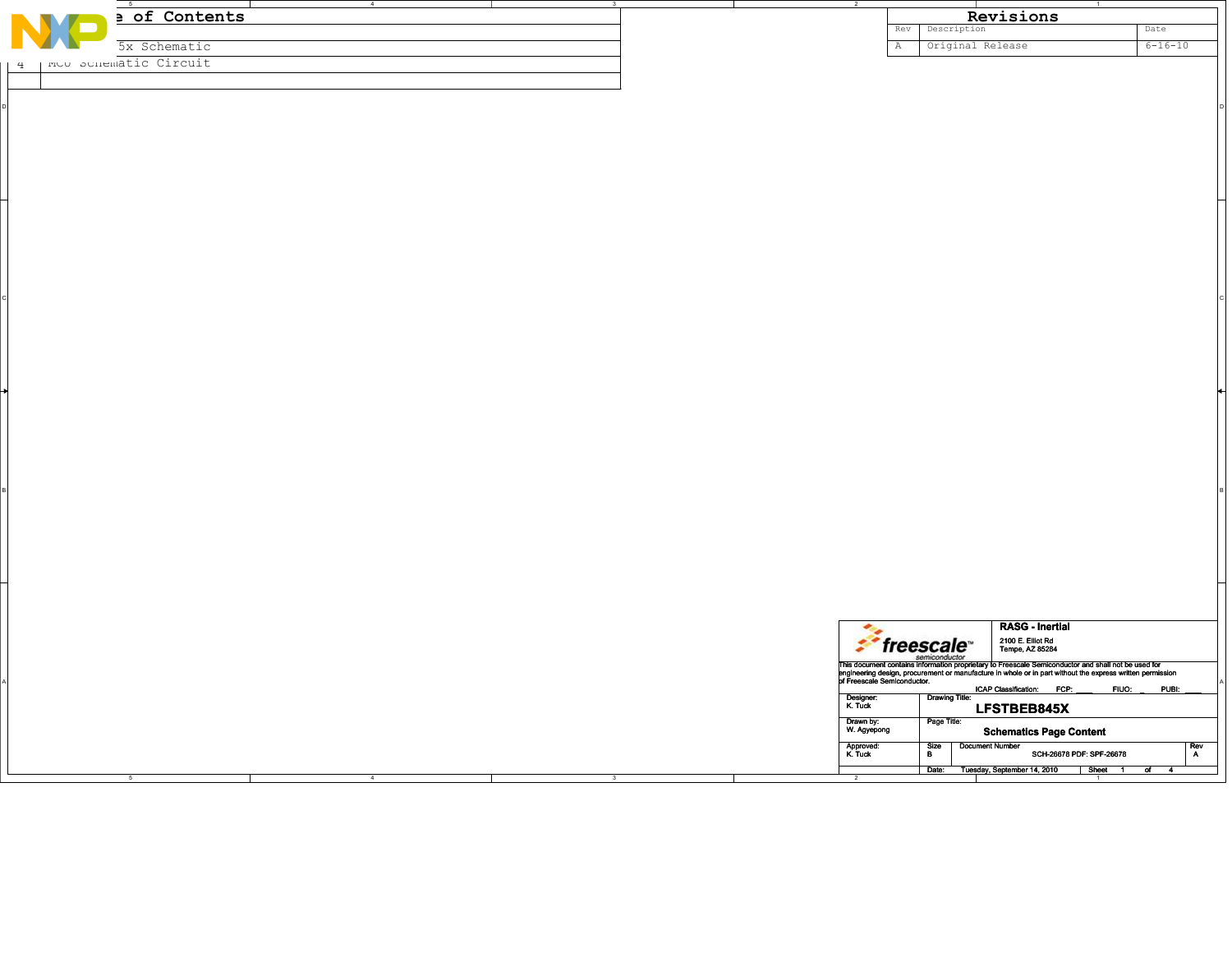## ...e of Contents

| | |
|---|---|
| | ...5x Schematic |
| 4 | MCU Schematic Circuit |
| | |

## Revisions

| Rev | Description | Date |
|---|---|---|
| A | Original Release | 6-16-10 |

**RASG - Inertial**

2100 E. Elliot Rd
Tempe, AZ 85284

This document contains information proprietary to Freescale Semiconductor and shall not be used for engineering design, procurement or manufacture in whole or in part without the express written permission of Freescale Semiconductor.

ICAP Classification: FCP: ____ FIUO: _ PUBI: ____

| | | | |
|---|---|---|---|
| Designer: K. Tuck | Drawing Title: **LFSTBEB845X** | | |
| Drawn by: W. Agyepong | Page Title: **Schematics Page Content** | | |
| Approved: K. Tuck | Size B | Document Number SCH-26678 PDF: SPF-26678 | Rev A |
| | Date: Tuesday, September 14, 2010 | Sheet 1 of 4 | |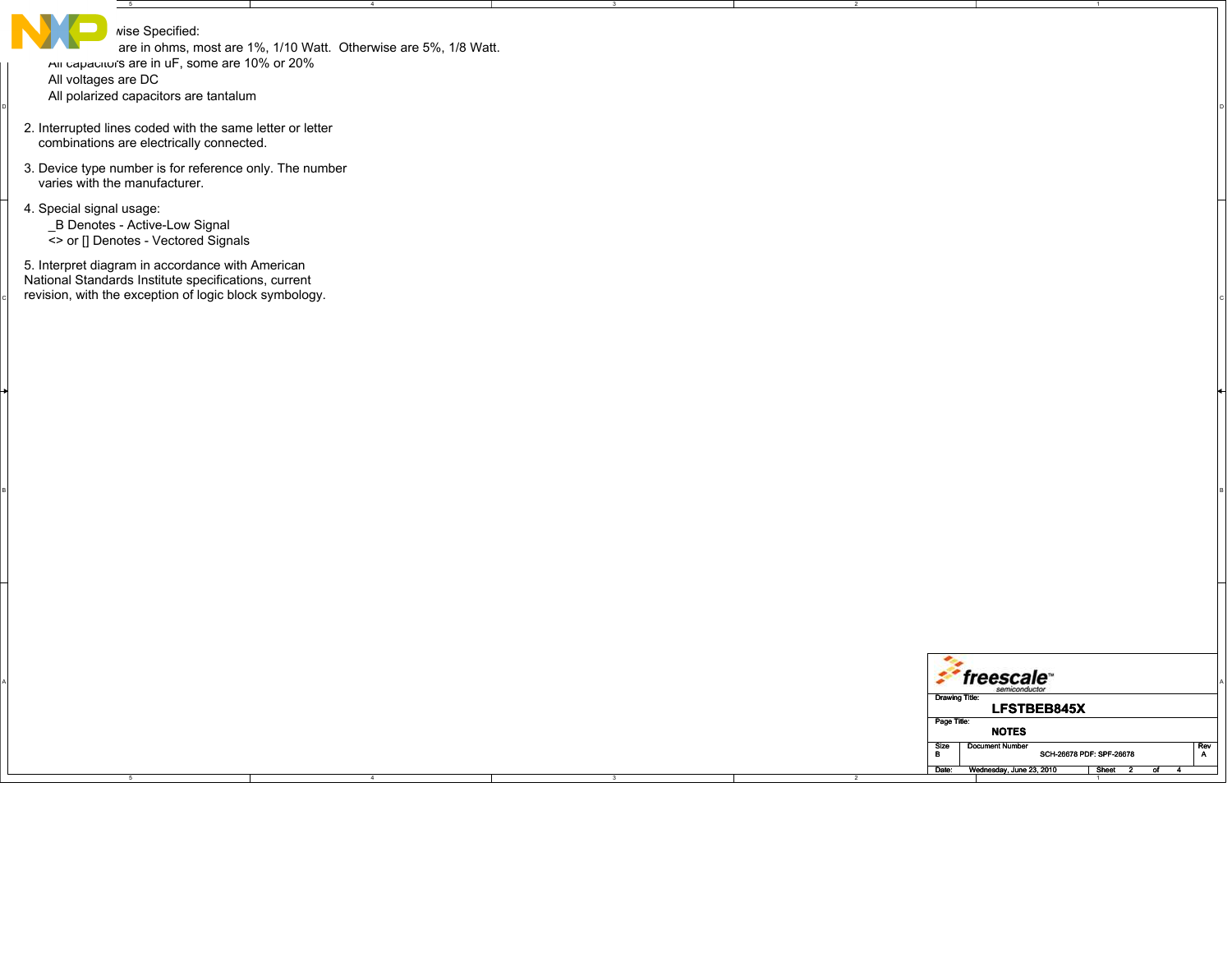wise Specified:

are in ohms, most are 1%, 1/10 Watt. Otherwise are 5%, 1/8 Watt.

All capacitors are in uF, some are 10% or 20%

All voltages are DC

All polarized capacitors are tantalum

2. Interrupted lines coded with the same letter or letter combinations are electrically connected.

3. Device type number is for reference only. The number varies with the manufacturer.

4. Special signal usage:
   _B Denotes - Active-Low Signal
   <> or [] Denotes - Vectored Signals

5. Interpret diagram in accordance with American National Standards Institute specifications, current revision, with the exception of logic block symbology.

| | | | |
|---|---|---|---|
| Drawing Title: | LFSTBEB845X | | |
| Page Title: | NOTES | | |
| Size B | Document Number SCH-26678 PDF: SPF-26678 | | Rev A |
| Date: | Wednesday, June 23, 2010 | Sheet 2 of 4 | |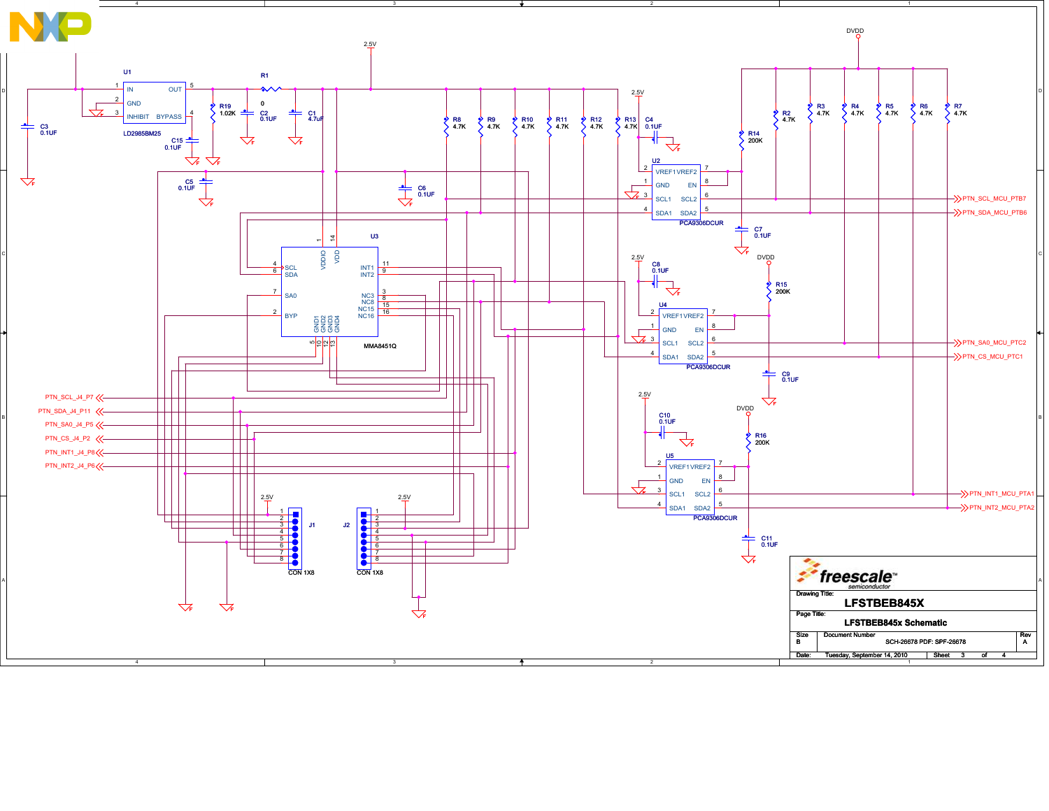U1 LD2985BM25 — IN (1), GND (2), INHIBIT (3), OUT (5), BYPASS (4)

C3 0.1UF

R19 1.02K

C15 0.1UF

R1 0

C2 0.1UF

C1 4.7uF

2.5V

C5 0.1UF

C6 0.1UF

R8 4.7K, R9 4.7K, R10 4.7K, R11 4.7K, R12 4.7K, R13 4.7K

C4 0.1UF

DVDD

R14 200K

R2 4.7K, R3 4.7K, R4 4.7K, R5 4.7K, R6 4.7K, R7 4.7K

U2 PCA9306DCUR — VREF1 (2), VREF2 (7), GND (1), EN (8), SCL1 (3), SCL2 (6), SDA1 (4), SDA2 (5)

C7 0.1UF

PTN_SCL_MCU_PTB7

PTN_SDA_MCU_PTB6

U3 MMA8451Q — VDDIO (1), VDD (14), SCL (4), SDA (6), SA0 (7), BYP (2), INT1 (11), INT2 (9), NC3 (3), NC8 (8), NC15 (15), NC16 (16), GND1 (5), GND2 (10), GND3 (12), GND4 (13)

C8 0.1UF

R15 200K

U4 PCA9306DCUR — VREF1 (2), VREF2 (7), GND (1), EN (8), SCL1 (3), SCL2 (6), SDA1 (4), SDA2 (5)

C9 0.1UF

PTN_SA0_MCU_PTC2

PTN_CS_MCU_PTC1

C10 0.1UF

R16 200K

U5 PCA9306DCUR — VREF1 (2), VREF2 (7), GND (1), EN (8), SCL1 (3), SCL2 (6), SDA1 (4), SDA2 (5)

C11 0.1UF

PTN_INT1_MCU_PTA1

PTN_INT2_MCU_PTA2

PTN_SCL_J4_P7

PTN_SDA_J4_P11

PTN_SA0_J4_P5

PTN_CS_J4_P2

PTN_INT1_J4_P8

PTN_INT2_J4_P6

J1 CON 1X8 (1–8)

J2 CON 1X8 (1–8)

| | |
|---|---|
| Drawing Title: | LFSTBEB845X |
| Page Title: | LFSTBEB845x Schematic |
| Size: B | Document Number: SCH-26678 PDF: SPF-26678 — Rev A |
| Date: Tuesday, September 14, 2010 | Sheet 3 of 4 |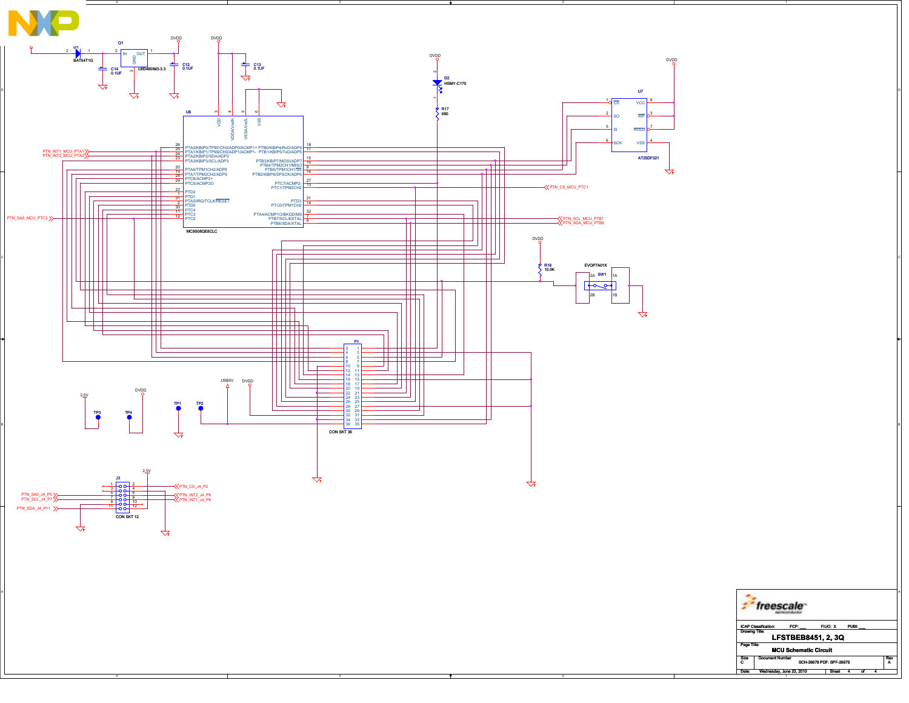**Drawing Title:** LFSTBEB8451, 2, 3Q

**Page Title:** MCU Schematic Circuit

| ICAP Classification: | FCP: ___ | FIUO: X | PUBI: ___ |
|---|---|---|---|

| Size | Document Number | Rev |
|---|---|---|
| C | SCH-26678 PDF: SPF-26678 | A |

Date: Wednesday, June 23, 2010

Sheet 4 of 4

U6 MC9S08QE8CLC

- 26 PTA0/KBIP0/TPM1CH0/ADP0/ACMP1+
- 25 PTA1/KBIP1/TPM2CH0/ADP1/ACMP1-
- 24 PTA2/KBIP2/SDA/ADP2
- 23 PTA3/KBIP3/SCL/ADP3
- 20 PTA6/TPM1CH2/ADP8
- 19 PTA7/TPM2CH2/ADP9
- 28 PTC6/ACMP2+
- 29 PTC5/ACMP2O
- 22 PTD2
- 1 PTD1
- 31 PTA5/IRQ/TCLK/RESET
- 2 PTD0
- 30 PTC4
- 11 PTC3
- 12 PTC2
- 18 PTB0/KBIP4/RxD/ADP4
- 17 PTB1/KBIP5/TxD/ADP5
- 15 PTB3/KBIP7/MOSI/ADP7
- 10 PTB4/TPM2CH1/MISO
- 9 PTB5/TPM1CH1/SS
- 16 PTB2/KBIP6/SPSCK/ADP6
- 27 PTC7/ACMP2-
- 13 PTC1/TPM2CH2
- 21 PTD3
- 14 PTC0/TPM1CH2
- 32 PTA4/ACMP1O/BKGD/MS
- 7 PTB7/SCL/EXTAL
- 8 PTB6/SDA/XTAL
- 3 VDD, 4 VDDA/VrefH, 5 VSSA/VrefL, 6 VSS

Signals: PTN_INT1_MCU_PTA1, PTN_INT2_MCU_PTA2, PTN_SA0_MCU_PTC2, PTN_CS_MCU_PTC1, PTN_SCL_MCU_PTB7, PTN_SDA_MCU_PTB6

D1 BAT54T1G; Q1 LM3480IM3-3.3 (IN, OUT, GND); C14 0.1UF; C12 0.1UF; C13 0.1UF; DVDD

D2 HSMY-C170; R17 680

U7 AT25DF321: 1 CS, 2 SO, 5 SI, 6 SCK, 8 VCC, 3 WP, 7 HOLD, 4 VSS

R18 10.0K; SW1 EVQP7A01K (2A, 2B, 1A, 1B)

P1 CON SKT 36

TP1, TP2, TP3, TP4; 2.5V; USB5V; DVDD

J3 CON SKT 12: PTN_SA0_J4_P5, PTN_SCL_J4_P7, PTN_SDA_J4_P11, PTN_CS_J4_P2, PTN_INT2_J4_P6, PTN_INT1_J4_P8; 2.5V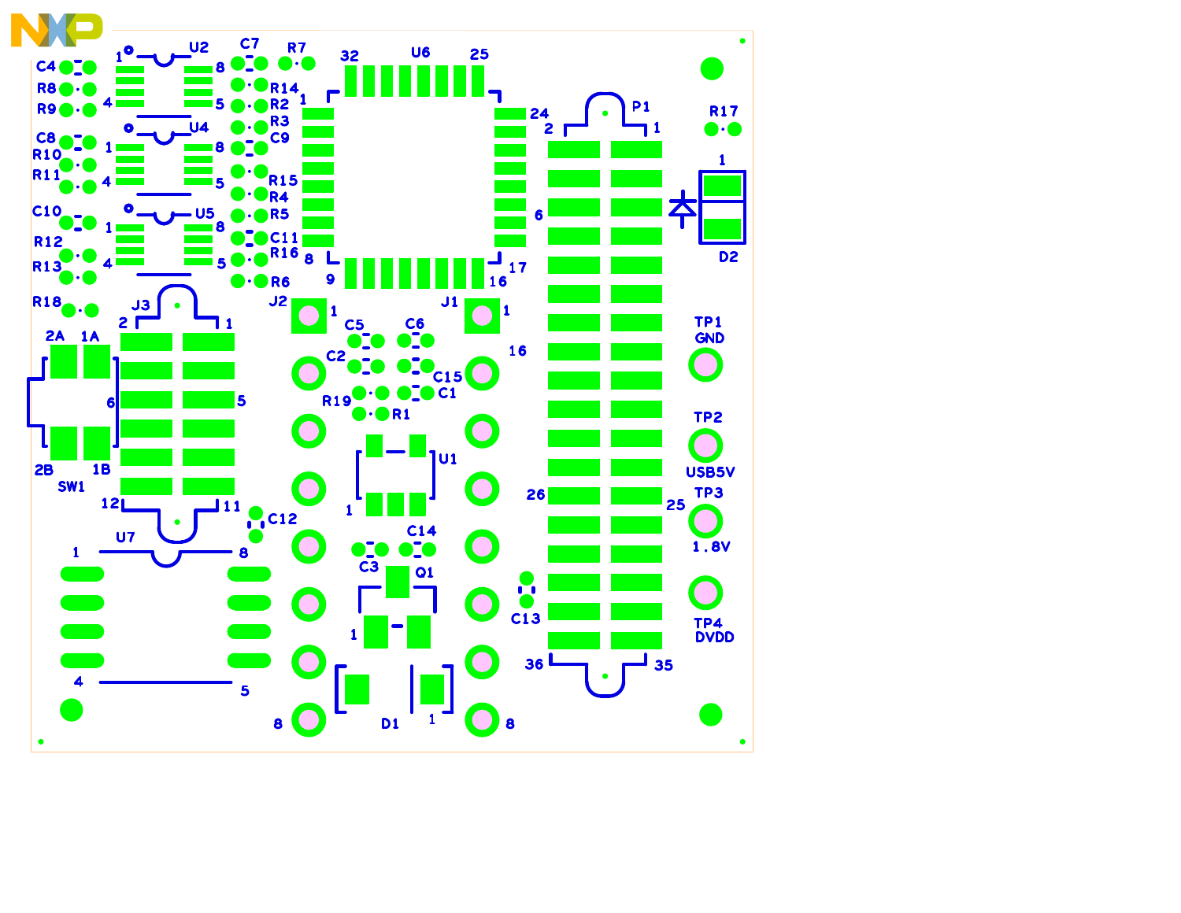NXP

C4
R8
R9
C8
R10
R11
C10
R12
R13
R18

U2
U4
U5
C7
R7
R14
R2
R3
C9
R15
R4
R5
C11
R16
R6

U6
32
25
1
24
8
17
9
16

P1
2
1
6
26
25
36
35

R17
D2

J3
J2
J1
SW1
2A
1A
2B
1B
12
11
C12

C5
C6
C2
C15
C1
R19
R1
U1
C14
C3
Q1
C13
D1

U7

TP1
GND
TP2
USB5V
TP3
1.8V
TP4
DVDD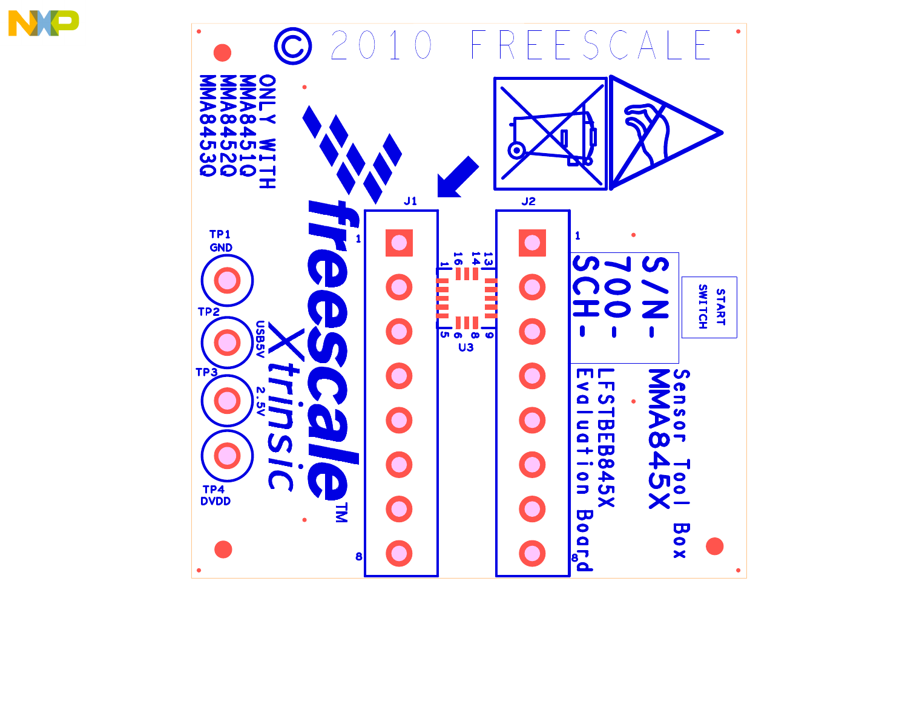© 2010 FREESCALE

ONLY WITH
MMA8451Q
MMA8452Q
MMA8453Q

freescale™

Xtrinsic

J1

J2

U3

TP1 GND

TP2 USB5V

TP3 2.5V

TP4 DVDD

S/N-
700-
SCH-

START SWITCH

Sensor Tool Box
MMA845X
LFSTBEB845X
Evaluation Board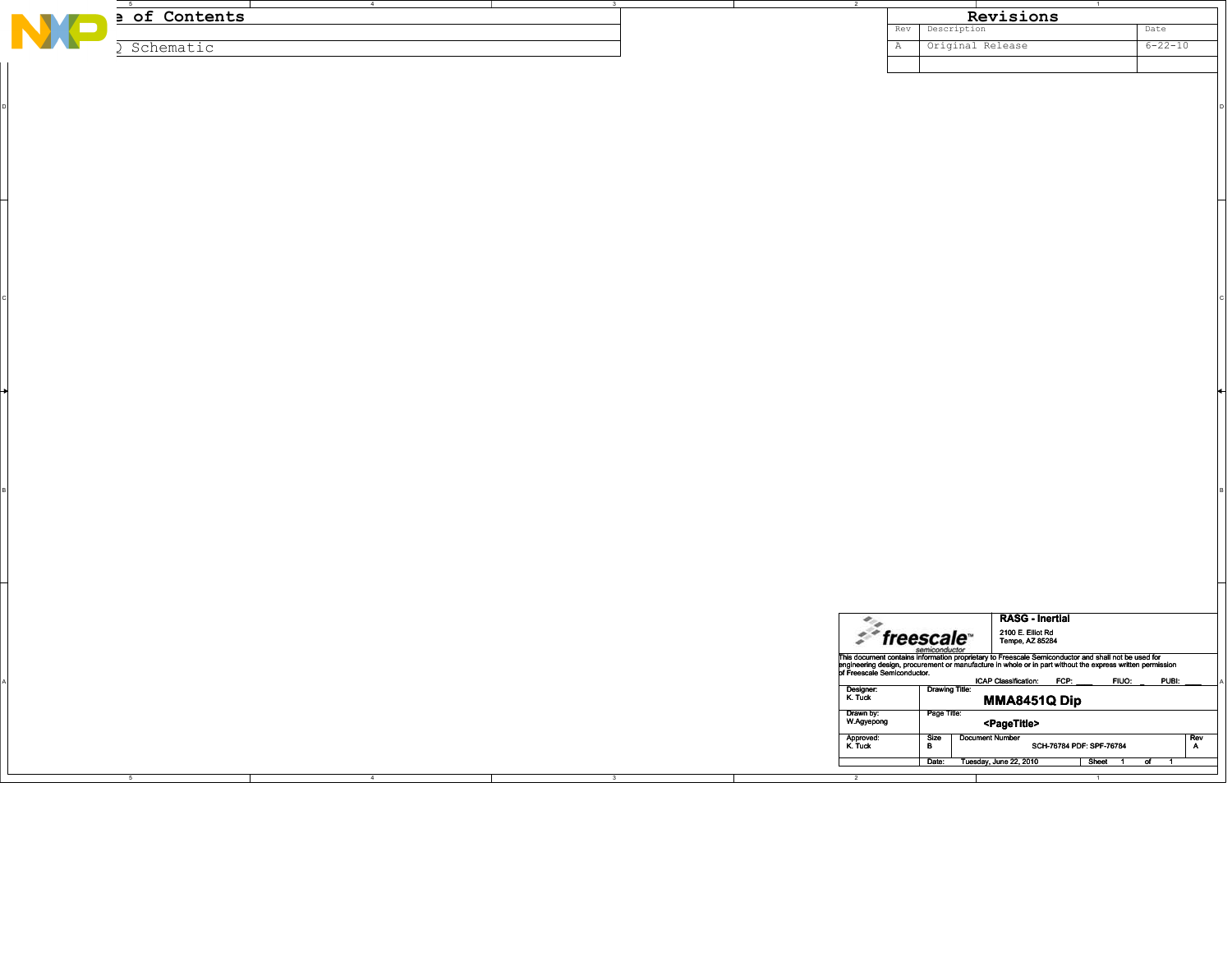e of Contents

Q Schematic

| Revisions | | |
|---|---|---|
| Rev | Description | Date |
| A | Original Release | 6-22-10 |
| | | |

**RASG - Inertial**
2100 E. Elliot Rd
Tempe, AZ 85284

This document contains information proprietary to Freescale Semiconductor and shall not be used for engineering design, procurement or manufacture in whole or in part without the express written permission of Freescale Semiconductor.

ICAP Classification: FCP: ____ FIUO: _ PUBI: ____

| | | | |
|---|---|---|---|
| Designer: K. Tuck | Drawing Title: **MMA8451Q Dip** | | |
| Drawn by: W.Agyepong | Page Title: **<PageTitle>** | | |
| Approved: K. Tuck | Size B | Document Number SCH-76784 PDF: SPF-76784 | Rev A |
| | Date: Tuesday, June 22, 2010 | Sheet 1 of 1 | |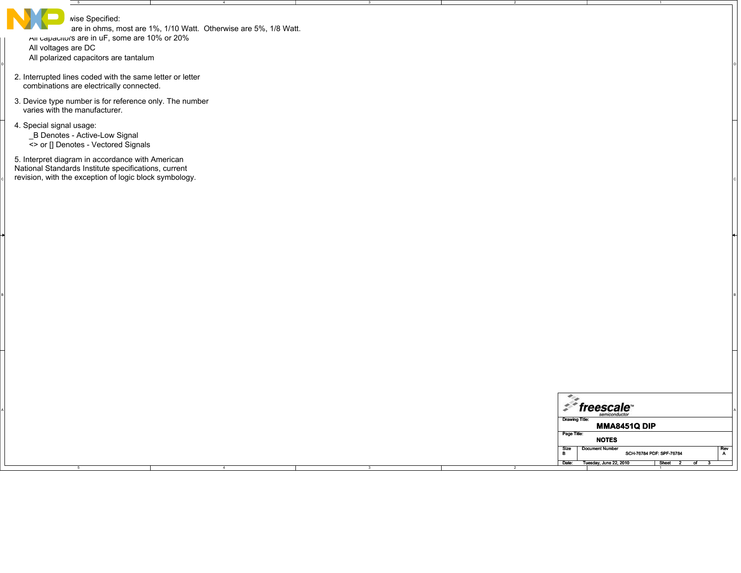1. Unless Otherwise Specified:
   All resistors are in ohms, most are 1%, 1/10 Watt. Otherwise are 5%, 1/8 Watt.
   All capacitors are in uF, some are 10% or 20%
   All voltages are DC
   All polarized capacitors are tantalum

2. Interrupted lines coded with the same letter or letter combinations are electrically connected.

3. Device type number is for reference only. The number varies with the manufacturer.

4. Special signal usage:
   _B Denotes - Active-Low Signal
   <> or [] Denotes - Vectored Signals

5. Interpret diagram in accordance with American National Standards Institute specifications, current revision, with the exception of logic block symbology.

| freescale semiconductor | | |
|---|---|---|
| Drawing Title: MMA8451Q DIP | | |
| Page Title: NOTES | | |
| Size: B | Document Number: SCH-76784 PDF: SPF-76784 | Rev: A |
| Date: Tuesday, June 22, 2010 | Sheet 2 of 3 | |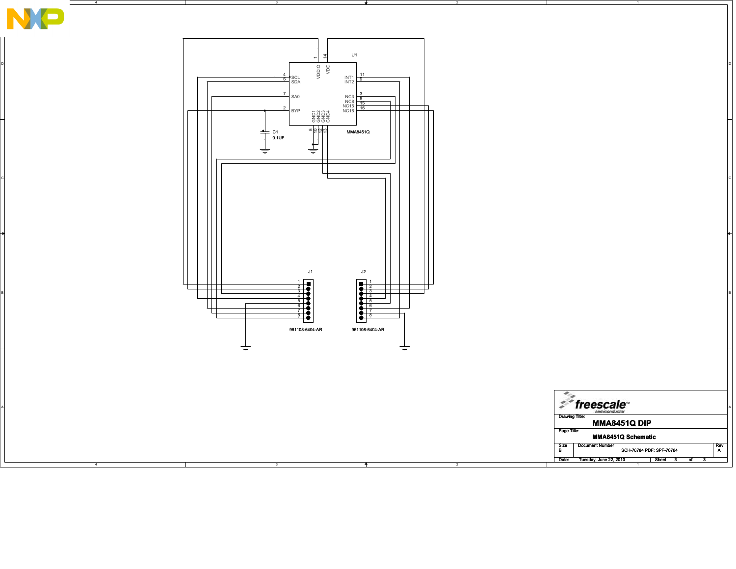U1 MMA8451Q

| Pin | Name |
|---|---|
| 1 | VDDIO |
| 14 | VDD |
| 4 | SCL |
| 6 | SDA |
| 7 | SA0 |
| 2 | BYP |
| 11 | INT1 |
| 9 | INT2 |
| 3 | NC3 |
| 8 | NC8 |
| 15 | NC15 |
| 16 | NC16 |
| 5 | GND1 |
| 10 | GND2 |
| 12 | GND3 |
| 13 | GND4 |

C1 0.1UF

J1 961108-6404-AR (pins 1–8)

J2 961108-6404-AR (pins 1–8)

**Drawing Title:** MMA8451Q DIP

**Page Title:** MMA8451Q Schematic

| Size | Document Number | Rev |
|---|---|---|
| B | SCH-76784 PDF: SPF-76784 | A |

Date: Tuesday, June 22, 2010 Sheet 3 of 3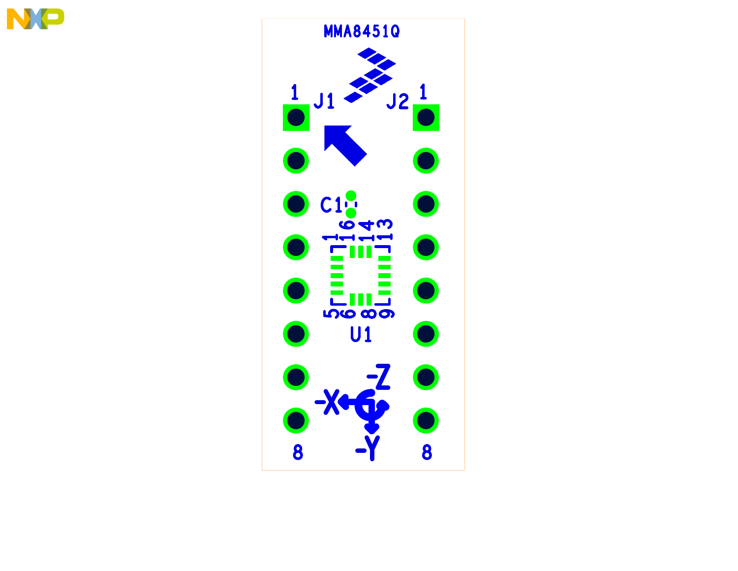MMA8451Q

1 J1 J2 1

C1

1 16 14 13

5 6 8 9

U1

-Z

-X

-Y

8 8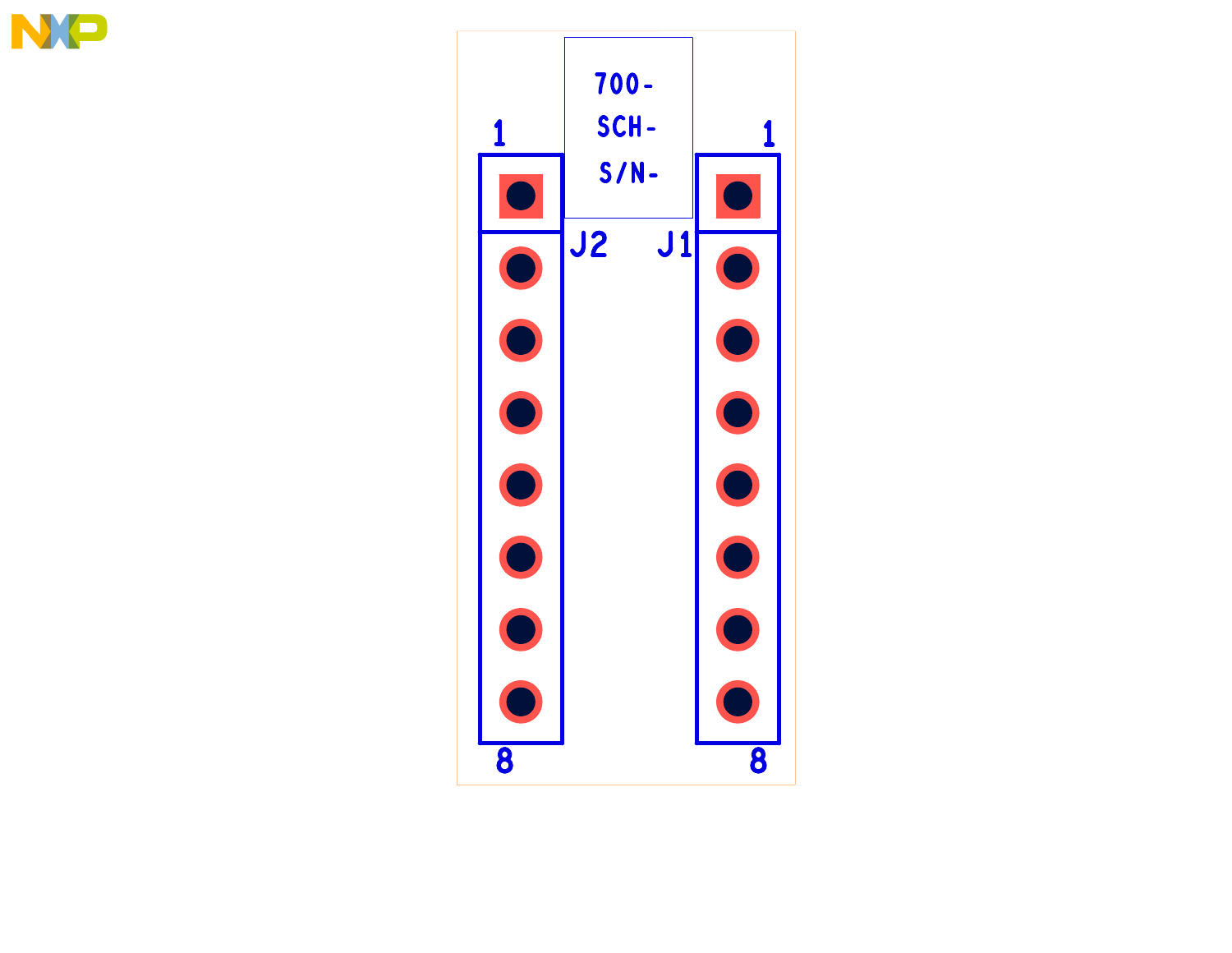700-

SCH-

S/N-

1

1

J2

J1

8

8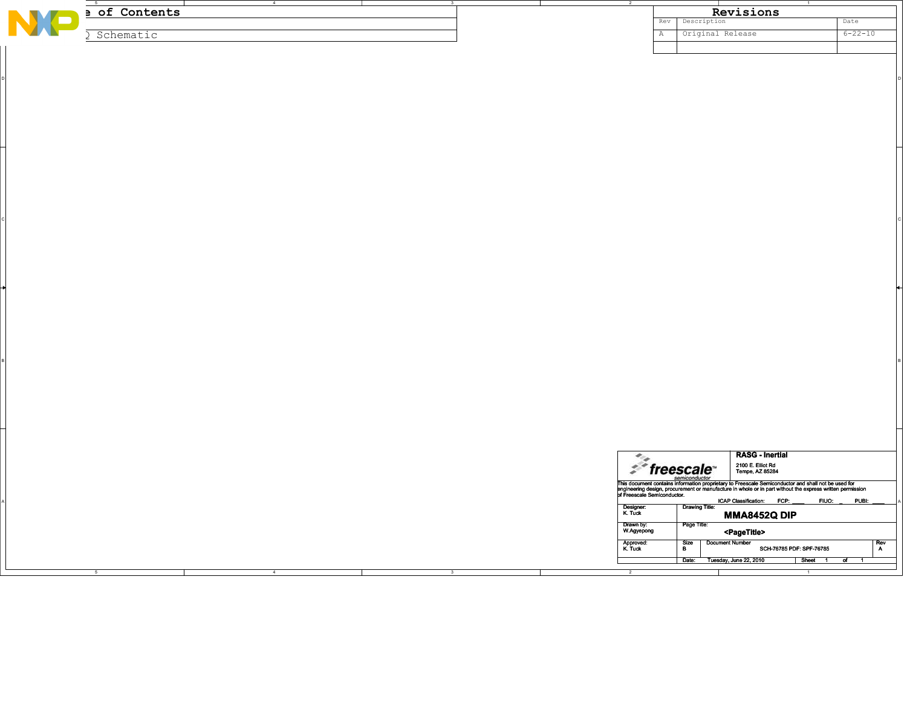# e of Contents

Q Schematic

## Revisions

| Rev | Description | Date |
|---|---|---|
| A | Original Release | 6-22-10 |
| | | |

**RASG - Inertial**

2100 E. Elliot Rd
Tempe, AZ 85284

This document contains information proprietary to Freescale Semiconductor and shall not be used for engineering design, procurement or manufacture in whole or in part without the express written permission of Freescale Semiconductor.

ICAP Classification: FCP: ____ FIUO: _ PUBI: ____

| | | | |
|---|---|---|---|
| Designer: K. Tuck | Drawing Title: **MMA8452Q DIP** | | |
| Drawn by: W.Agyepong | Page Title: **<PageTitle>** | | |
| Approved: K. Tuck | Size B | Document Number SCH-76785 PDF: SPF-76785 | Rev A |
| | Date: Tuesday, June 22, 2010 | Sheet 1 of 1 | |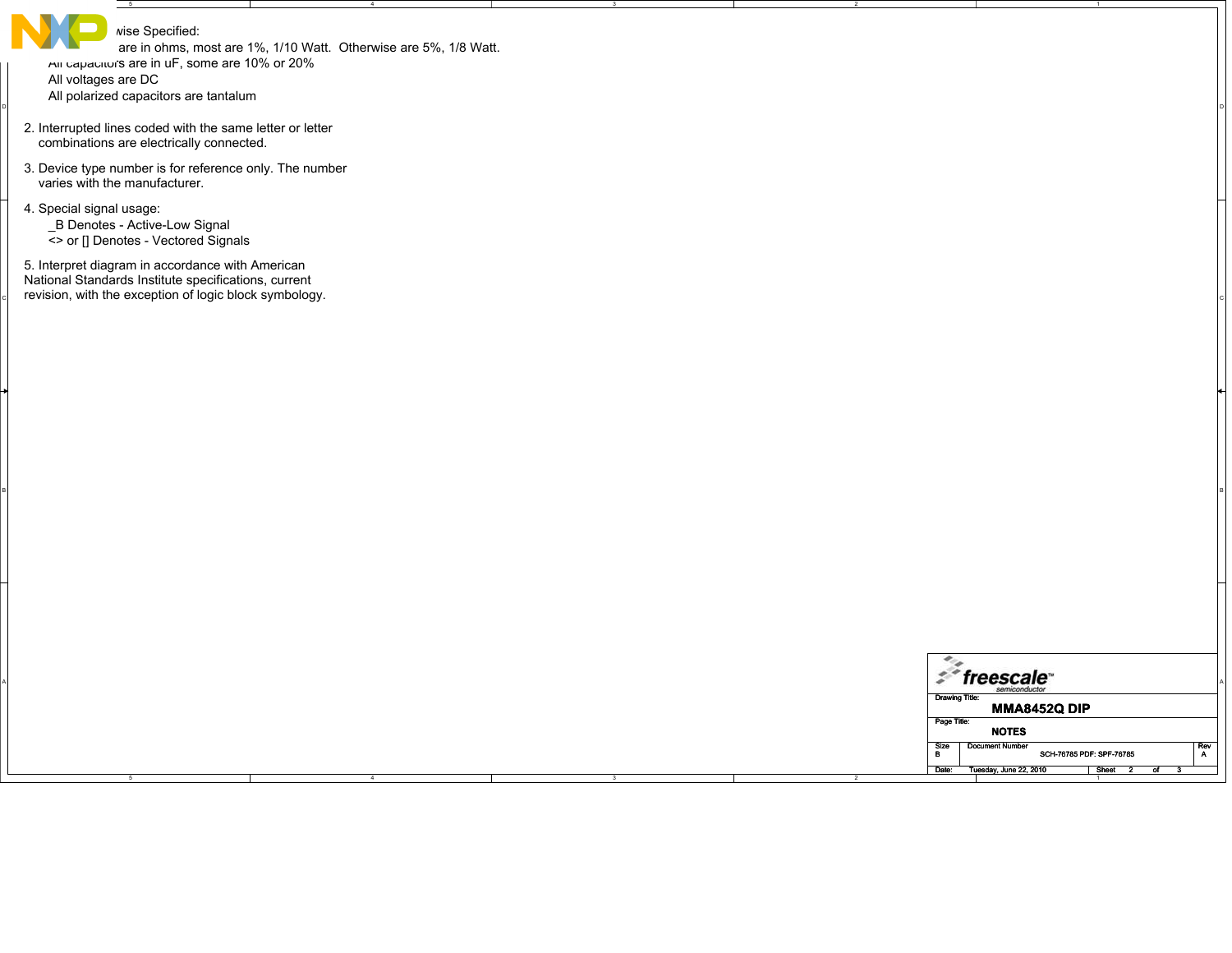wise Specified:

are in ohms, most are 1%, 1/10 Watt. Otherwise are 5%, 1/8 Watt.

All capacitors are in uF, some are 10% or 20%

All voltages are DC

All polarized capacitors are tantalum

2. Interrupted lines coded with the same letter or letter combinations are electrically connected.

3. Device type number is for reference only. The number varies with the manufacturer.

4. Special signal usage:

   _B Denotes - Active-Low Signal

   <> or [] Denotes - Vectored Signals

5. Interpret diagram in accordance with American National Standards Institute specifications, current revision, with the exception of logic block symbology.

freescale semiconductor

| Drawing Title: | MMA8452Q DIP | | |
|---|---|---|---|
| Page Title: | NOTES | | |
| Size B | Document Number SCH-76785 PDF: SPF-76785 | | Rev A |
| Date: Tuesday, June 22, 2010 | | Sheet 2 of 3 | |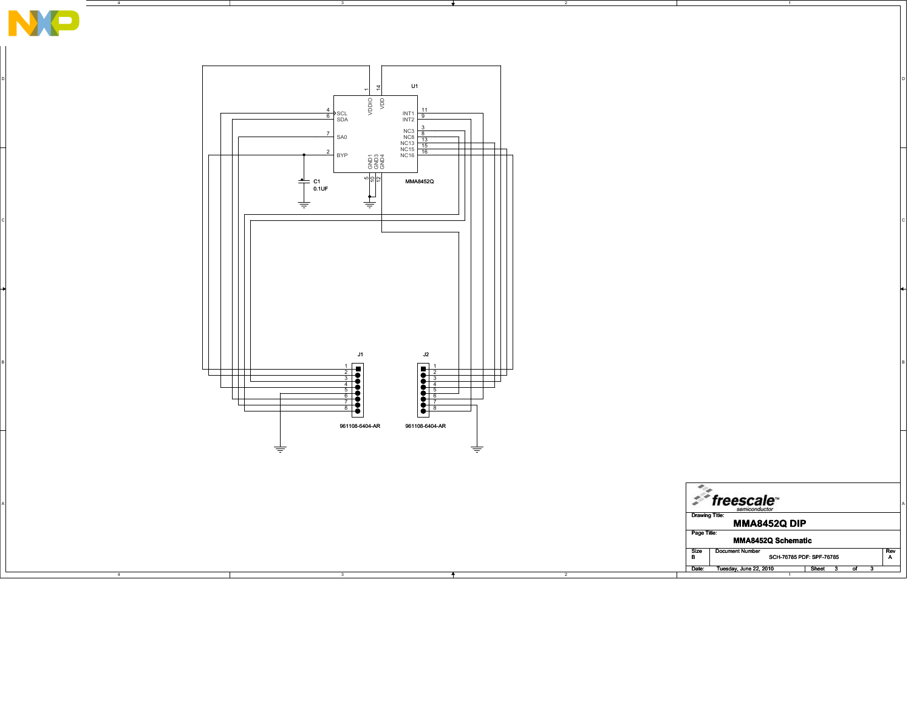U1

MMA8452Q

| Pin | Name | Pin | Name |
|---|---|---|---|
| 1 | VDDIO | 14 | VDD |
| 4 | SCL | 11 | INT1 |
| 6 | SDA | 9 | INT2 |
| 7 | SA0 | 3 | NC3 |
| 2 | BYP | 8 | NC8 |
| 5 | GND1 | 13 | NC13 |
| 10 | GND3 | 15 | NC15 |
| 12 | GND4 | 16 | NC16 |

C1 0.1UF

J1 961108-6404-AR

J2 961108-6404-AR

Drawing Title: **MMA8452Q DIP**

Page Title: **MMA8452Q Schematic**

| Size | Document Number | Rev |
|---|---|---|
| B | SCH-76785 PDF: SPF-76785 | A |

Date: Tuesday, June 22, 2010 Sheet 3 of 3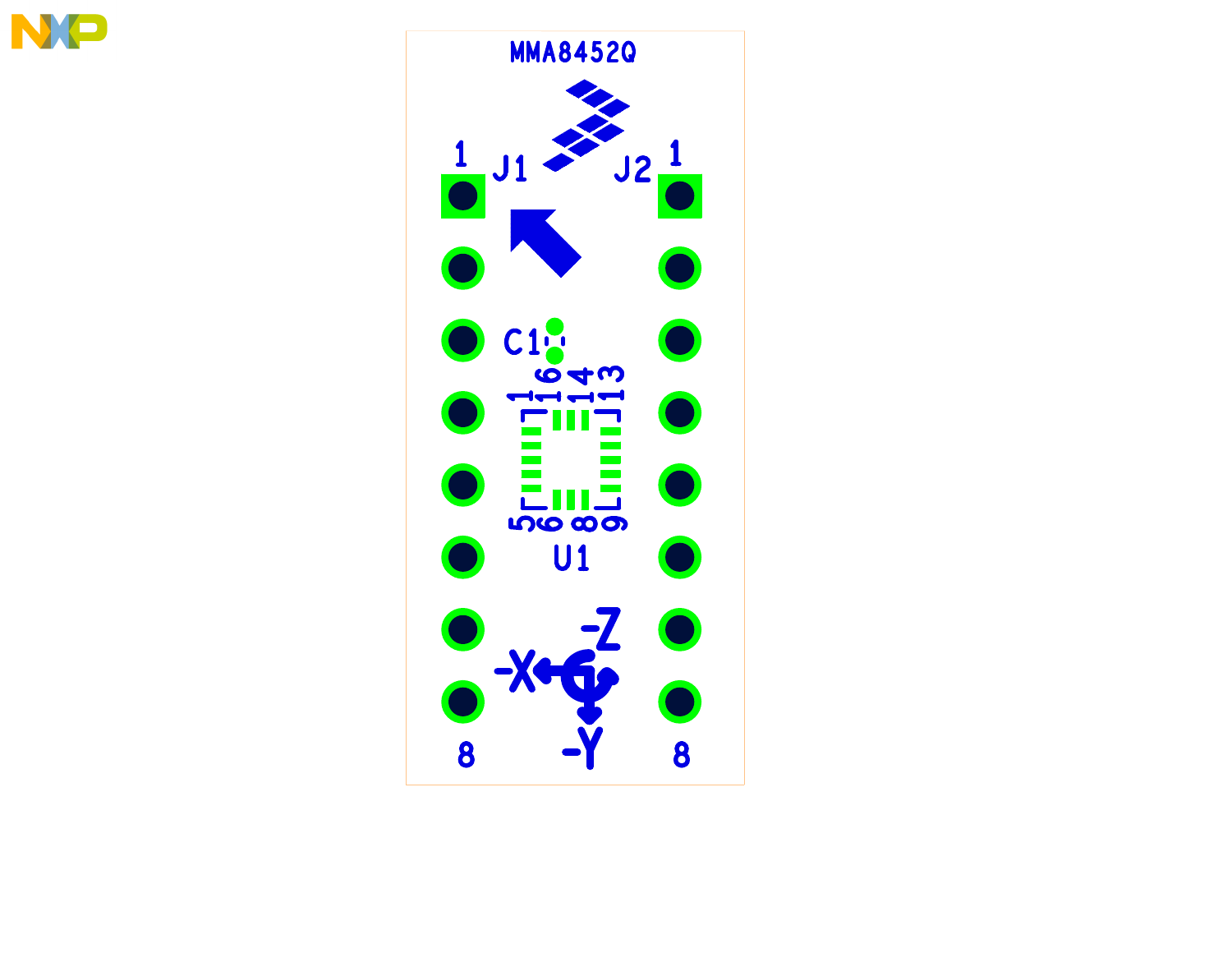MMA8452Q

J1 J2

C1

U1

-Z -X -Y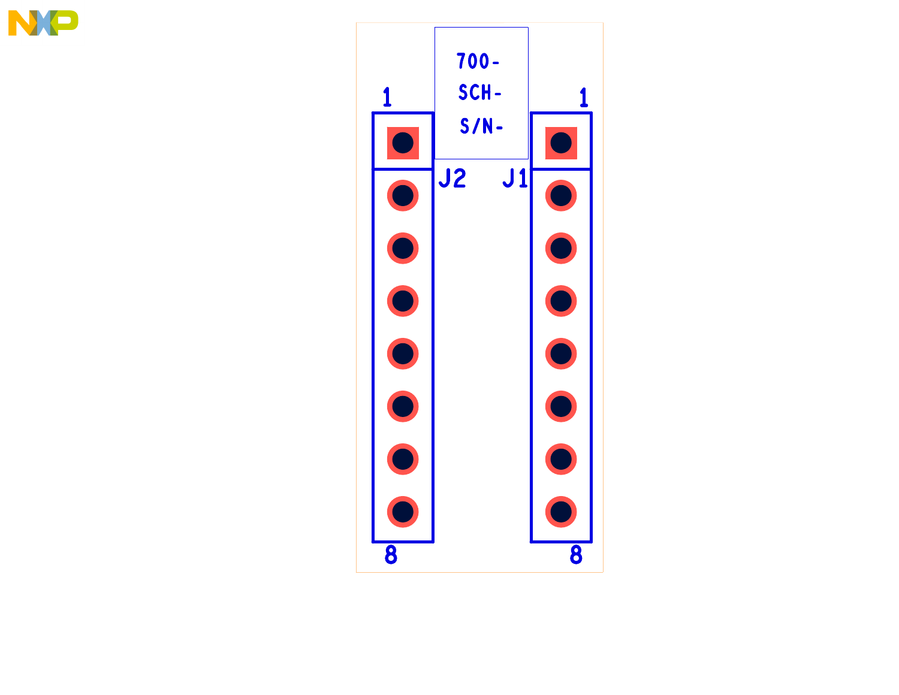700-

SCH-

S/N-

1

1

J2

J1

8

8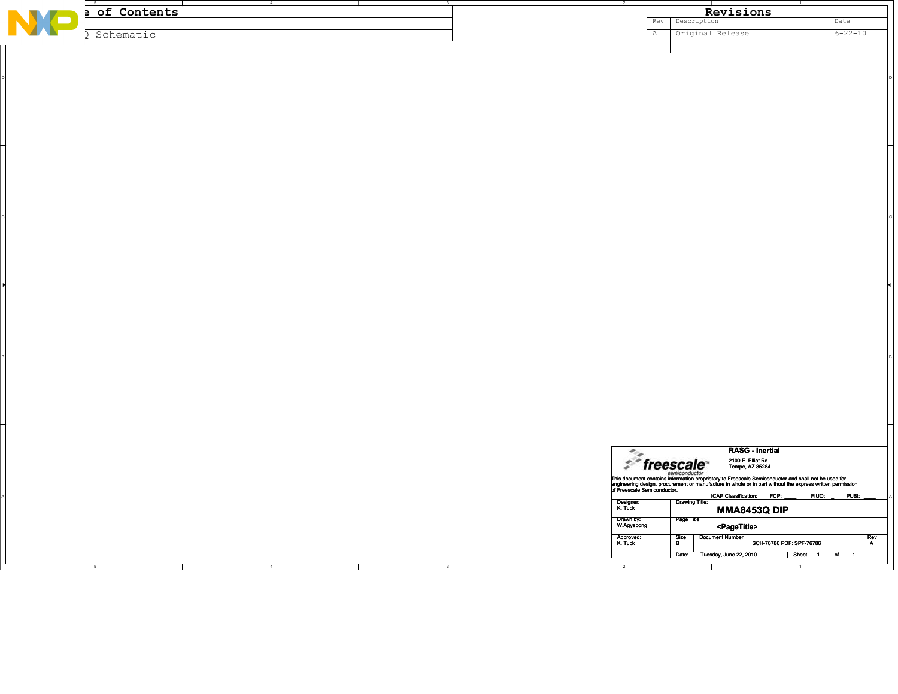# ...e of Contents

...Q Schematic

## Revisions

| Rev | Description | Date |
|---|---|---|
| A | Original Release | 6-22-10 |
| | | |

**RASG - Inertial**
2100 E. Elliot Rd
Tempe, AZ 85284

This document contains information proprietary to Freescale Semiconductor and shall not be used for engineering design, procurement or manufacture in whole or in part without the express written permission of Freescale Semiconductor.

ICAP Classification: FCP: ____ FIUO: _ PUBI: ____

| | | | |
|---|---|---|---|
| Designer: K. Tuck | Drawing Title: **MMA8453Q DIP** | | |
| Drawn by: W.Agyepong | Page Title: **<PageTitle>** | | |
| Approved: K. Tuck | Size B | Document Number SCH-76786 PDF: SPF-76786 | Rev A |
| | Date: Tuesday, June 22, 2010 | Sheet 1 of 1 | |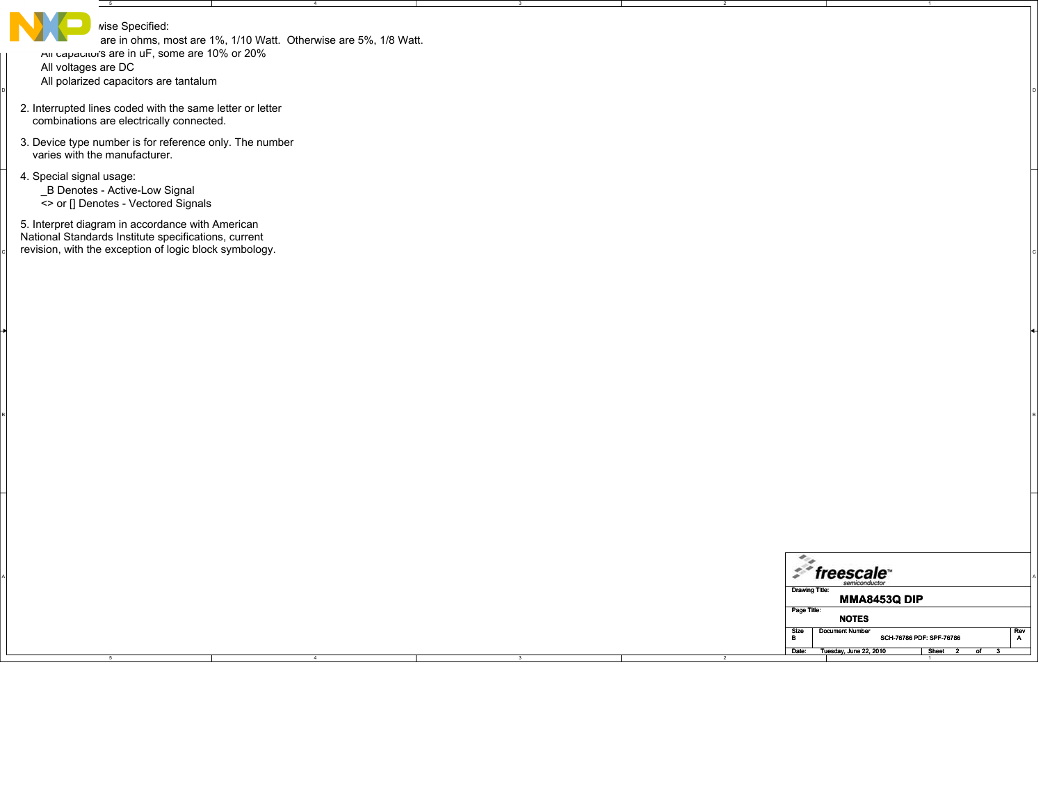...wise Specified:

...are in ohms, most are 1%, 1/10 Watt. Otherwise are 5%, 1/8 Watt.

All capacitors are in uF, some are 10% or 20%

All voltages are DC

All polarized capacitors are tantalum

2. Interrupted lines coded with the same letter or letter combinations are electrically connected.

3. Device type number is for reference only. The number varies with the manufacturer.

4. Special signal usage:
   _B Denotes - Active-Low Signal
   <> or [] Denotes - Vectored Signals

5. Interpret diagram in accordance with American National Standards Institute specifications, current revision, with the exception of logic block symbology.

| freescale semiconductor | | |
|---|---|---|
| Drawing Title: MMA8453Q DIP | | |
| Page Title: NOTES | | |
| Size: B | Document Number: SCH-76786 PDF: SPF-76786 | Rev: A |
| Date: Tuesday, June 22, 2010 | Sheet 2 of 3 | |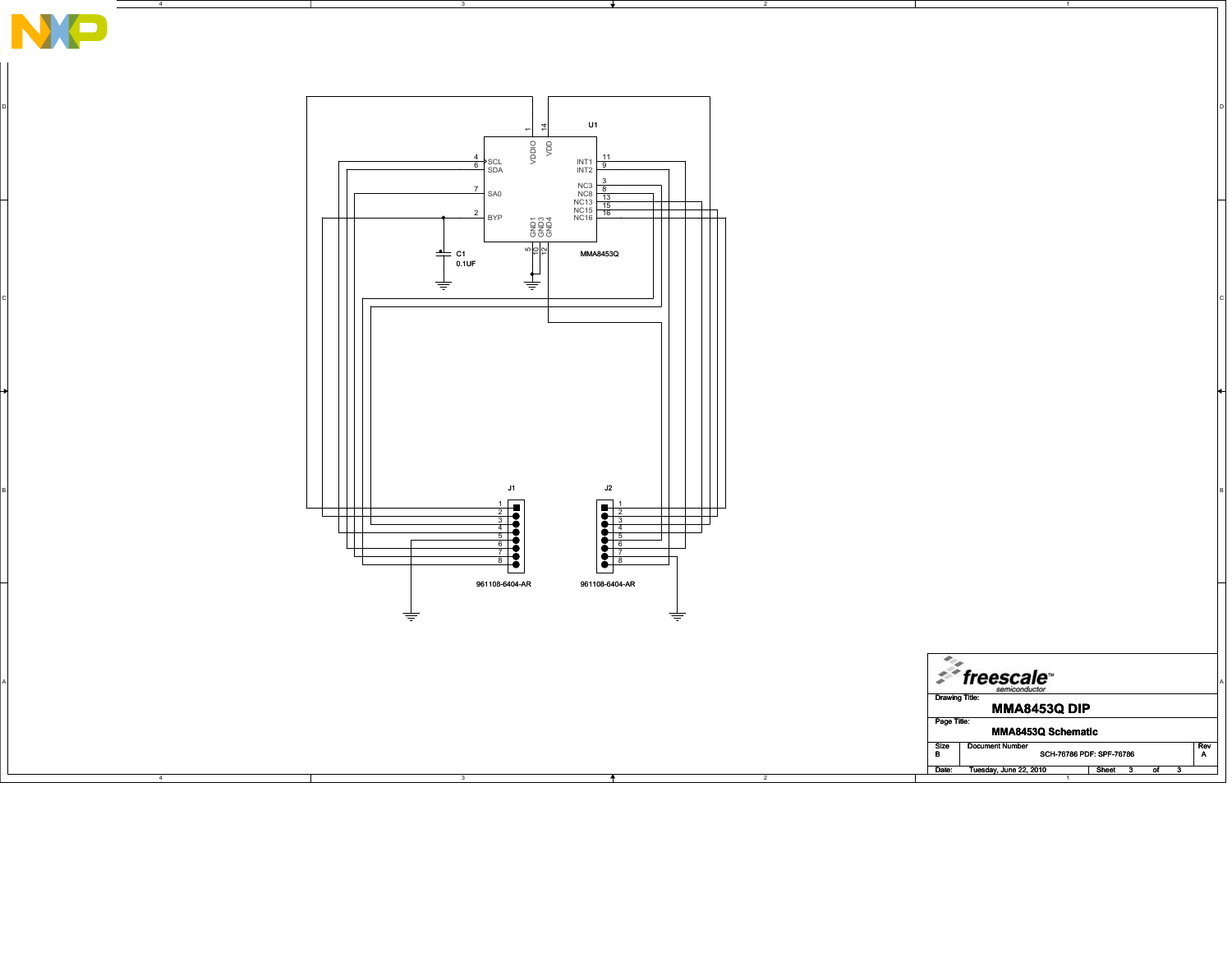U1

| Pin | Name | | Name | Pin |
|---|---|---|---|---|
| 4 | SCL | | INT1 | 11 |
| 6 | SDA | | INT2 | 9 |
| 7 | SA0 | | NC3 | 3 |
| 2 | BYP | | NC8 | 8 |
| 1 | VDDIO | | NC13 | 13 |
| 14 | VDD | | NC15 | 15 |
| 5 | GND1 | | NC16 | 16 |
| 10 | GND3 | | | |
| 12 | GND4 | | | |

MMA8453Q

C1
0.1UF

J1
1 2 3 4 5 6 7 8
961108-6404-AR

J2
1 2 3 4 5 6 7 8
961108-6404-AR

freescale semiconductor

Drawing Title:
**MMA8453Q DIP**

Page Title:
**MMA8453Q Schematic**

| Size | Document Number | Rev |
|---|---|---|
| B | SCH-76786 PDF: SPF-76786 | A |

Date: Tuesday, June 22, 2010 Sheet 3 of 3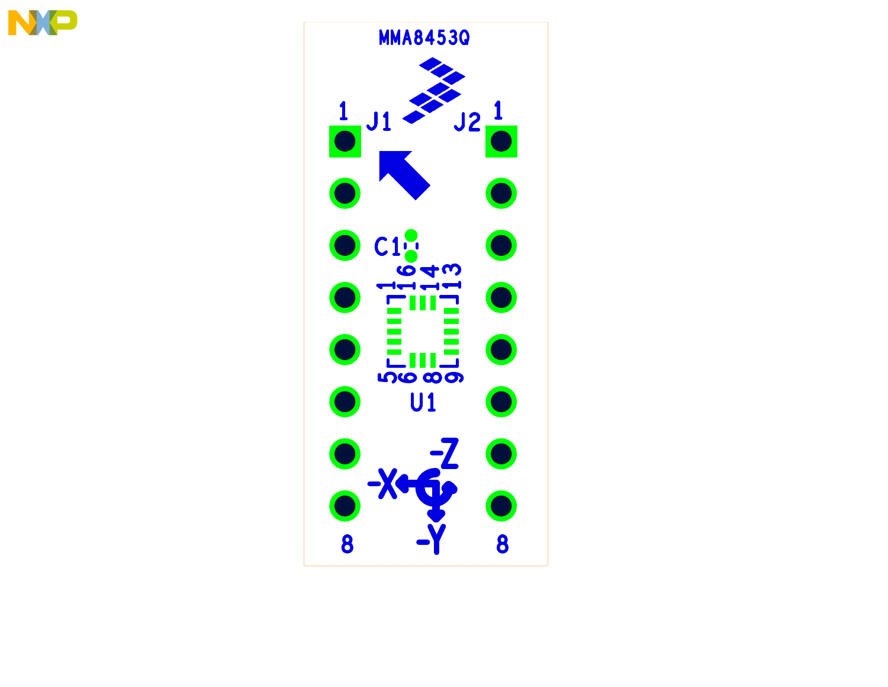MMA8453Q

J1 J2

1 1

C1

1 16 14 13

5 6 8 9

U1

-Z

-X

-Y

8 8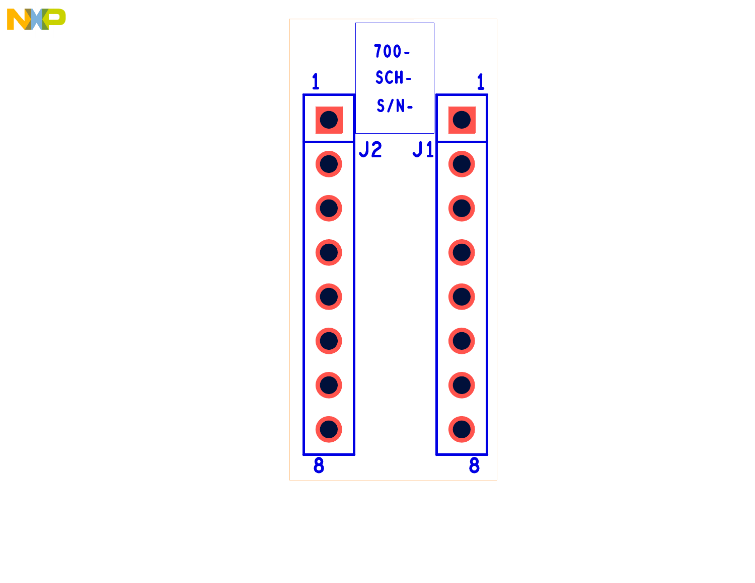700-

SCH-

S/N-

1

1

J2

J1

8

8